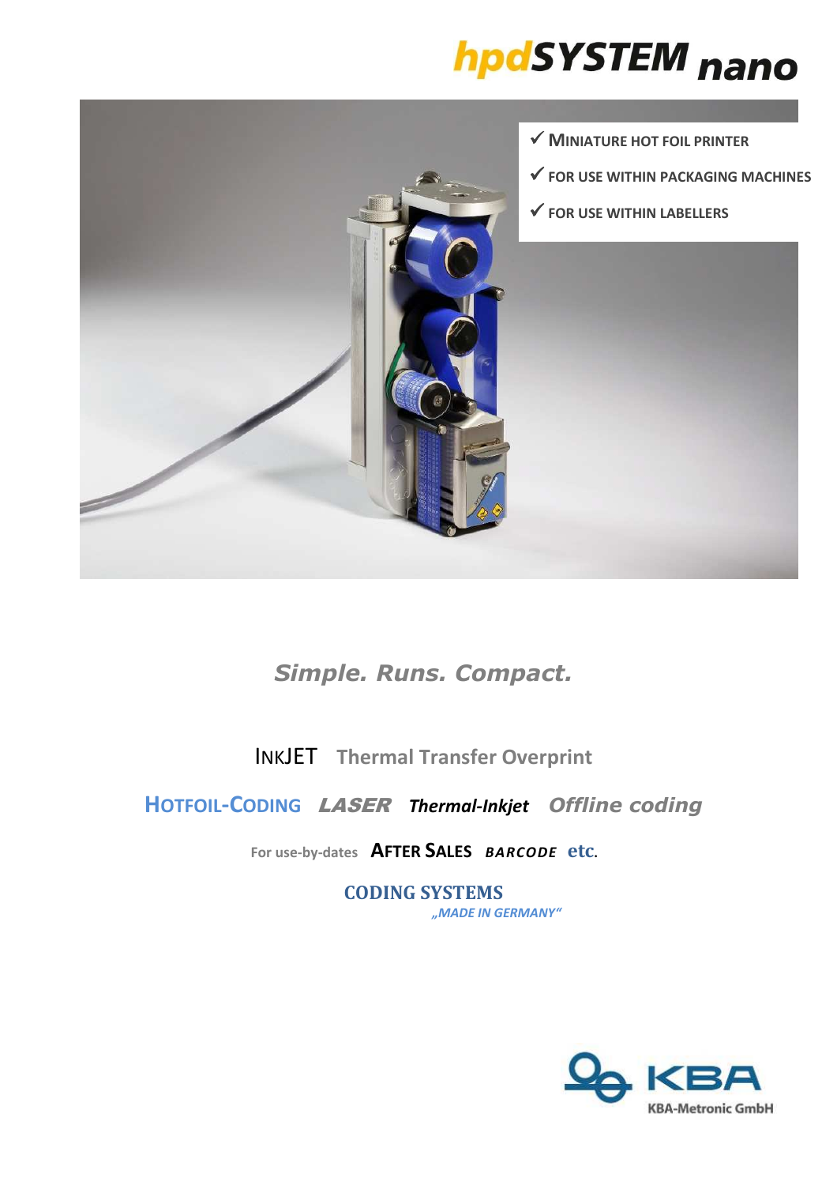# hpdSYSTEM nano

- ✓ MINIATURE HOT FOIL PRINTER
- ✓ FOR USE WITHIN PACKAGING MACHINES
- ✓ FOR USE WITHIN LABELLERS

*Simple. Runs. Compact.*

INKJET Thermal Transfer Overprint

HOTFOIL-CODING *LASER* *Thermal-Inkjet* *Offline coding*

For use-by-dates **AFTER SALES** ***BARCODE*** **etc.**

**CODING SYSTEMS**

*„MADE IN GERMANY“*

KBA

KBA-Metronic GmbH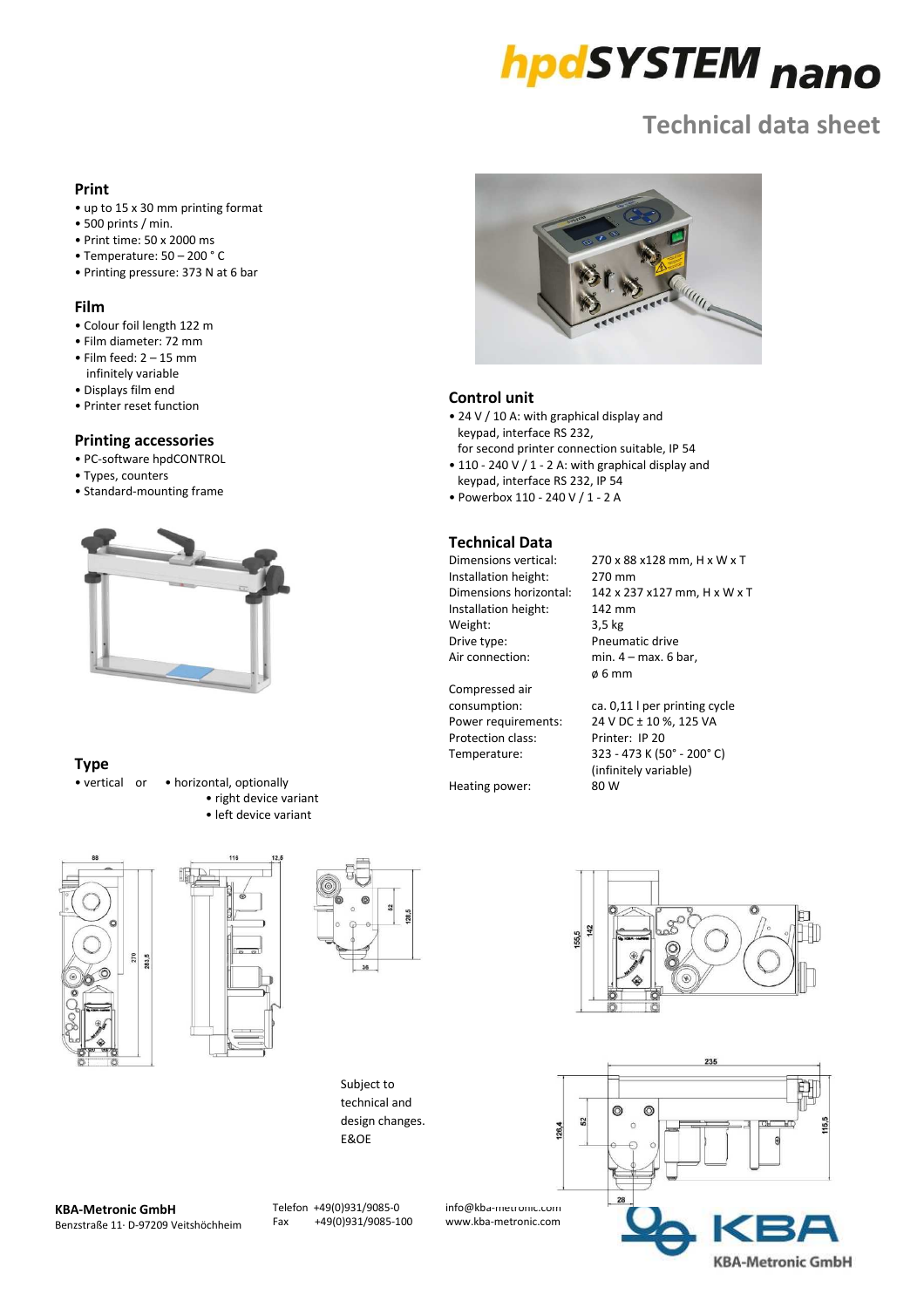# hpdSYSTEM nano

## Technical data sheet

### Print

- up to 15 x 30 mm printing format
- 500 prints / min.
- Print time: 50 x 2000 ms
- Temperature: 50 – 200 ° C
- Printing pressure: 373 N at 6 bar

### Film

- Colour foil length 122 m
- Film diameter: 72 mm
- Film feed: 2 – 15 mm
  infinitely variable
- Displays film end
- Printer reset function

### Printing accessories

- PC-software hpdCONTROL
- Types, counters
- Standard-mounting frame

### Control unit

- 24 V / 10 A: with graphical display and keypad, interface RS 232, for second printer connection suitable, IP 54
- 110 - 240 V / 1 - 2 A: with graphical display and keypad, interface RS 232, IP 54
- Powerbox 110 - 240 V / 1 - 2 A

### Technical Data

| | |
|---|---|
| Dimensions vertical: | 270 x 88 x128 mm, H x W x T |
| Installation height: | 270 mm |
| Dimensions horizontal: | 142 x 237 x127 mm, H x W x T |
| Installation height: | 142 mm |
| Weight: | 3,5 kg |
| Drive type: | Pneumatic drive |
| Air connection: | min. 4 – max. 6 bar, ø 6 mm |
| Compressed air consumption: | ca. 0,11 l per printing cycle |
| Power requirements: | 24 V DC ± 10 %, 125 VA |
| Protection class: | Printer: IP 20 |
| Temperature: | 323 - 473 K (50° - 200° C) (infinitely variable) |
| Heating power: | 80 W |

### Type

- vertical or
- horizontal, optionally
  - right device variant
  - left device variant

88

118 12,5

270 261,5

52 128,5

36

155,5 142

235

126,4 52 115,5

28

Subject to technical and design changes. E&OE

**KBA-Metronic GmbH**
Benzstraße 11· D-97209 Veitshöchheim

Telefon +49(0)931/9085-0
Fax +49(0)931/9085-100

info@kba-metronic.com
www.kba-metronic.com

KBA
KBA-Metronic GmbH